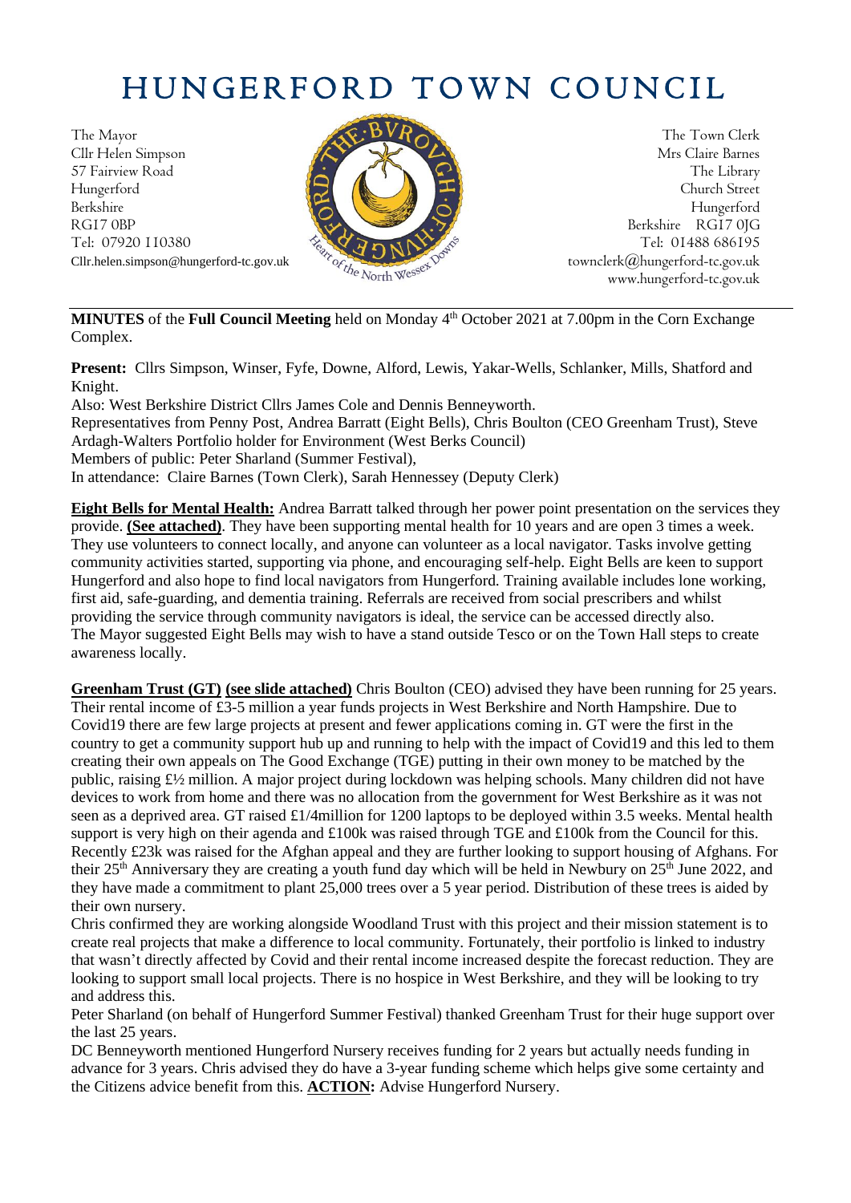# HUNGERFORD TOWN COUNCIL

The Mayor
Cllr Helen Simpson
57 Fairview Road
Hungerford
Berkshire
RG17 0BP
Tel: 07920 110380
Cllr.helen.simpson@hungerford-tc.gov.uk

The Town Clerk
Mrs Claire Barnes
The Library
Church Street
Hungerford
Berkshire RG17 0JG
Tel: 01488 686195
townclerk@hungerford-tc.gov.uk
www.hungerford-tc.gov.uk

**MINUTES** of the **Full Council Meeting** held on Monday 4th October 2021 at 7.00pm in the Corn Exchange Complex.

**Present:** Cllrs Simpson, Winser, Fyfe, Downe, Alford, Lewis, Yakar-Wells, Schlanker, Mills, Shatford and Knight.
Also: West Berkshire District Cllrs James Cole and Dennis Benneyworth.
Representatives from Penny Post, Andrea Barratt (Eight Bells), Chris Boulton (CEO Greenham Trust), Steve Ardagh-Walters Portfolio holder for Environment (West Berks Council)
Members of public: Peter Sharland (Summer Festival),
In attendance: Claire Barnes (Town Clerk), Sarah Hennessey (Deputy Clerk)

**Eight Bells for Mental Health:** Andrea Barratt talked through her power point presentation on the services they provide. **(See attached)**. They have been supporting mental health for 10 years and are open 3 times a week. They use volunteers to connect locally, and anyone can volunteer as a local navigator. Tasks involve getting community activities started, supporting via phone, and encouraging self-help. Eight Bells are keen to support Hungerford and also hope to find local navigators from Hungerford. Training available includes lone working, first aid, safe-guarding, and dementia training. Referrals are received from social prescribers and whilst providing the service through community navigators is ideal, the service can be accessed directly also. The Mayor suggested Eight Bells may wish to have a stand outside Tesco or on the Town Hall steps to create awareness locally.

**Greenham Trust (GT) (see slide attached)** Chris Boulton (CEO) advised they have been running for 25 years. Their rental income of £3-5 million a year funds projects in West Berkshire and North Hampshire. Due to Covid19 there are few large projects at present and fewer applications coming in. GT were the first in the country to get a community support hub up and running to help with the impact of Covid19 and this led to them creating their own appeals on The Good Exchange (TGE) putting in their own money to be matched by the public, raising £½ million. A major project during lockdown was helping schools. Many children did not have devices to work from home and there was no allocation from the government for West Berkshire as it was not seen as a deprived area. GT raised £1/4million for 1200 laptops to be deployed within 3.5 weeks. Mental health support is very high on their agenda and £100k was raised through TGE and £100k from the Council for this. Recently £23k was raised for the Afghan appeal and they are further looking to support housing of Afghans. For their 25th Anniversary they are creating a youth fund day which will be held in Newbury on 25th June 2022, and they have made a commitment to plant 25,000 trees over a 5 year period. Distribution of these trees is aided by their own nursery.
Chris confirmed they are working alongside Woodland Trust with this project and their mission statement is to create real projects that make a difference to local community. Fortunately, their portfolio is linked to industry that wasn't directly affected by Covid and their rental income increased despite the forecast reduction. They are looking to support small local projects. There is no hospice in West Berkshire, and they will be looking to try and address this.
Peter Sharland (on behalf of Hungerford Summer Festival) thanked Greenham Trust for their huge support over the last 25 years.
DC Benneyworth mentioned Hungerford Nursery receives funding for 2 years but actually needs funding in advance for 3 years. Chris advised they do have a 3-year funding scheme which helps give some certainty and the Citizens advice benefit from this. **ACTION:** Advise Hungerford Nursery.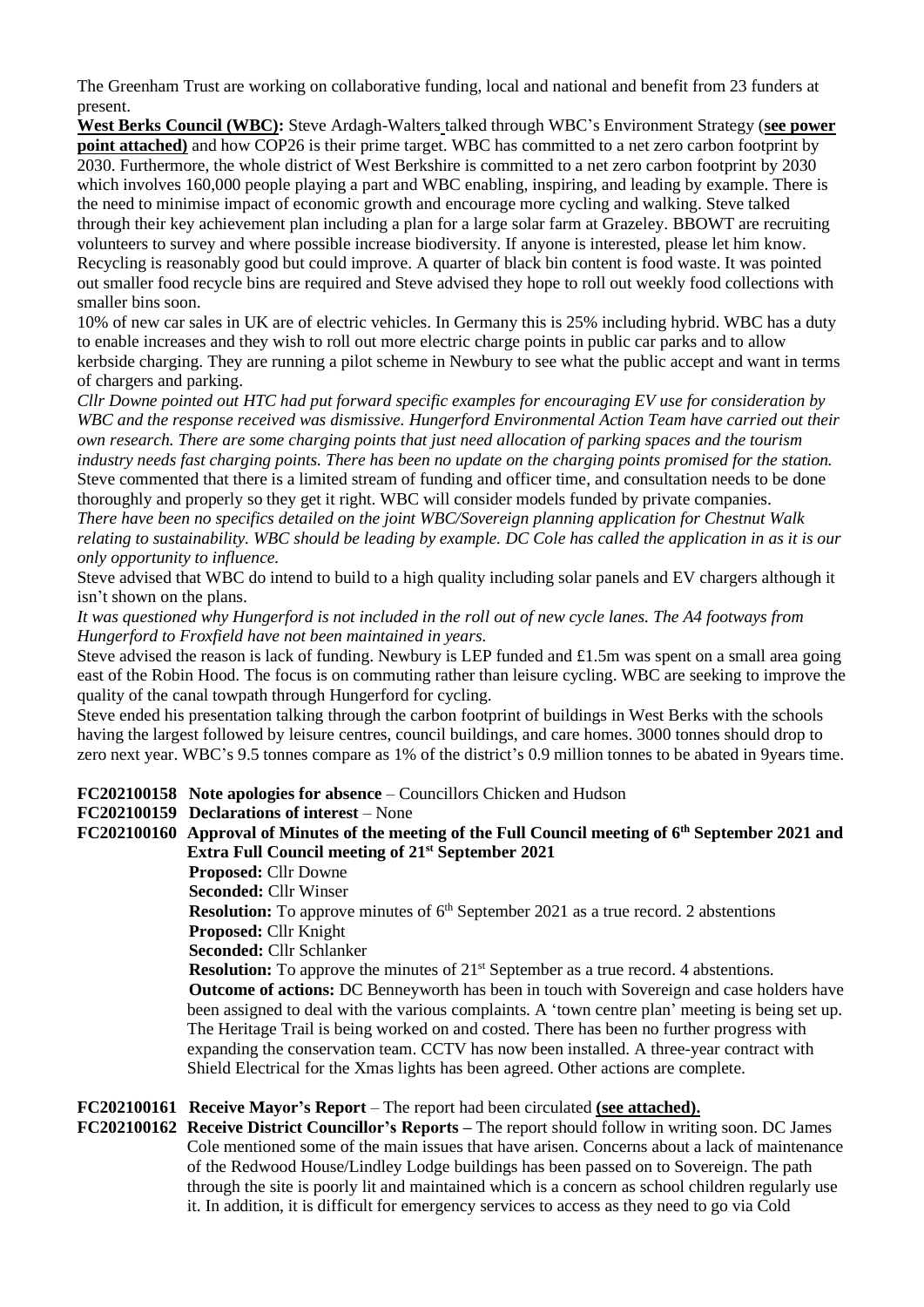The Greenham Trust are working on collaborative funding, local and national and benefit from 23 funders at present.

**West Berks Council (WBC):** Steve Ardagh-Walters talked through WBC's Environment Strategy (**see power point attached**) and how COP26 is their prime target. WBC has committed to a net zero carbon footprint by 2030. Furthermore, the whole district of West Berkshire is committed to a net zero carbon footprint by 2030 which involves 160,000 people playing a part and WBC enabling, inspiring, and leading by example. There is the need to minimise impact of economic growth and encourage more cycling and walking. Steve talked through their key achievement plan including a plan for a large solar farm at Grazeley. BBOWT are recruiting volunteers to survey and where possible increase biodiversity. If anyone is interested, please let him know. Recycling is reasonably good but could improve. A quarter of black bin content is food waste. It was pointed out smaller food recycle bins are required and Steve advised they hope to roll out weekly food collections with smaller bins soon.

10% of new car sales in UK are of electric vehicles. In Germany this is 25% including hybrid. WBC has a duty to enable increases and they wish to roll out more electric charge points in public car parks and to allow kerbside charging. They are running a pilot scheme in Newbury to see what the public accept and want in terms of chargers and parking.

*Cllr Downe pointed out HTC had put forward specific examples for encouraging EV use for consideration by WBC and the response received was dismissive. Hungerford Environmental Action Team have carried out their own research. There are some charging points that just need allocation of parking spaces and the tourism industry needs fast charging points. There has been no update on the charging points promised for the station.*

Steve commented that there is a limited stream of funding and officer time, and consultation needs to be done thoroughly and properly so they get it right. WBC will consider models funded by private companies.

*There have been no specifics detailed on the joint WBC/Sovereign planning application for Chestnut Walk relating to sustainability. WBC should be leading by example. DC Cole has called the application in as it is our only opportunity to influence.*

Steve advised that WBC do intend to build to a high quality including solar panels and EV chargers although it isn't shown on the plans.

*It was questioned why Hungerford is not included in the roll out of new cycle lanes. The A4 footways from Hungerford to Froxfield have not been maintained in years.*

Steve advised the reason is lack of funding. Newbury is LEP funded and £1.5m was spent on a small area going east of the Robin Hood. The focus is on commuting rather than leisure cycling. WBC are seeking to improve the quality of the canal towpath through Hungerford for cycling.

Steve ended his presentation talking through the carbon footprint of buildings in West Berks with the schools having the largest followed by leisure centres, council buildings, and care homes. 3000 tonnes should drop to zero next year. WBC's 9.5 tonnes compare as 1% of the district's 0.9 million tonnes to be abated in 9years time.

**FC202100158 Note apologies for absence** – Councillors Chicken and Hudson

**FC202100159 Declarations of interest** – None

**FC202100160 Approval of Minutes of the meeting of the Full Council meeting of 6th September 2021 and Extra Full Council meeting of 21st September 2021**

**Proposed:** Cllr Downe
**Seconded:** Cllr Winser
**Resolution:** To approve minutes of 6th September 2021 as a true record. 2 abstentions
**Proposed:** Cllr Knight
**Seconded:** Cllr Schlanker
**Resolution:** To approve the minutes of 21st September as a true record. 4 abstentions.
**Outcome of actions:** DC Benneyworth has been in touch with Sovereign and case holders have been assigned to deal with the various complaints. A 'town centre plan' meeting is being set up. The Heritage Trail is being worked on and costed. There has been no further progress with expanding the conservation team. CCTV has now been installed. A three-year contract with Shield Electrical for the Xmas lights has been agreed. Other actions are complete.

**FC202100161 Receive Mayor's Report** – The report had been circulated **(see attached).**

**FC202100162 Receive District Councillor's Reports –** The report should follow in writing soon. DC James Cole mentioned some of the main issues that have arisen. Concerns about a lack of maintenance of the Redwood House/Lindley Lodge buildings has been passed on to Sovereign. The path through the site is poorly lit and maintained which is a concern as school children regularly use it. In addition, it is difficult for emergency services to access as they need to go via Cold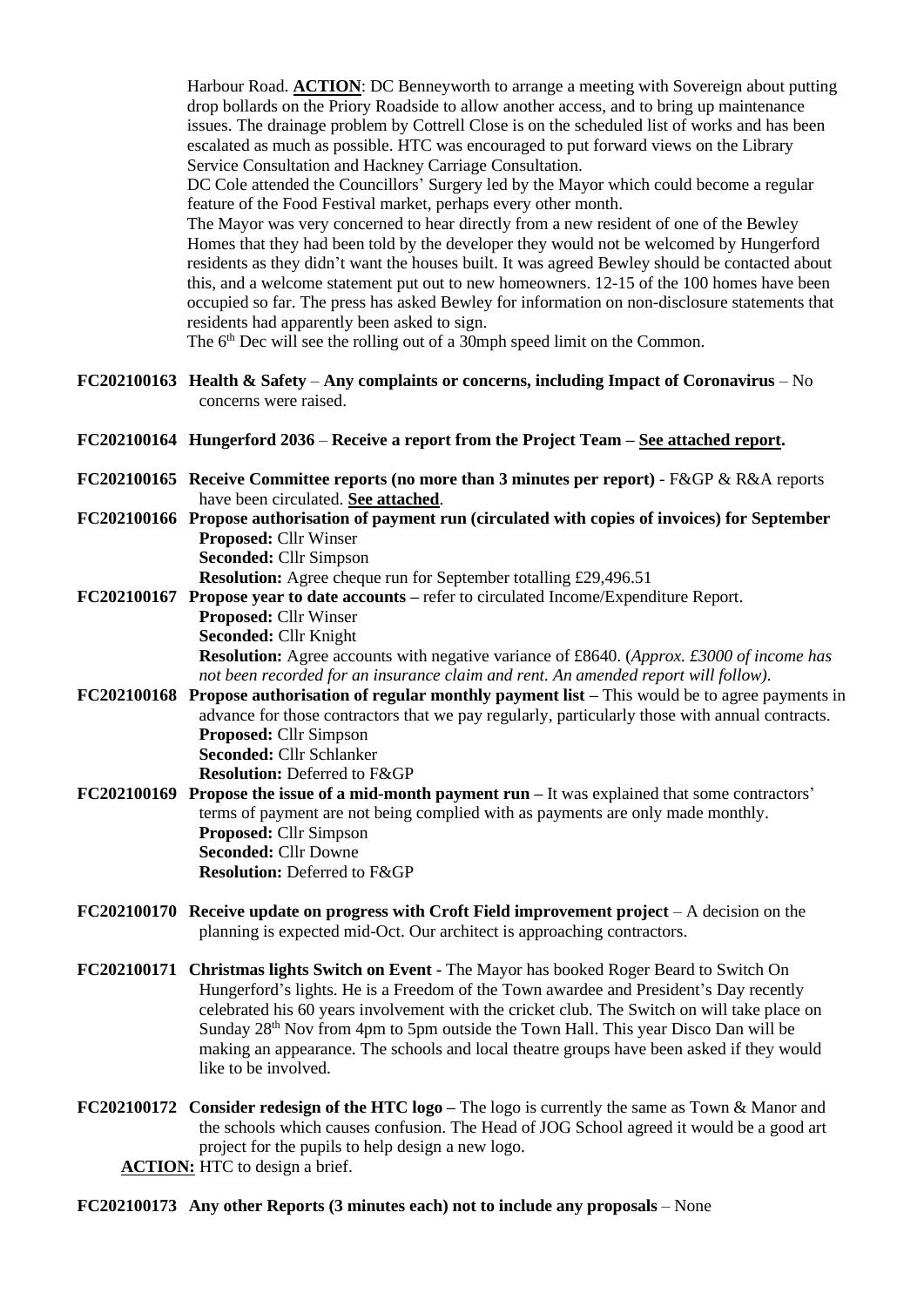Harbour Road. **ACTION**: DC Benneyworth to arrange a meeting with Sovereign about putting drop bollards on the Priory Roadside to allow another access, and to bring up maintenance issues. The drainage problem by Cottrell Close is on the scheduled list of works and has been escalated as much as possible. HTC was encouraged to put forward views on the Library Service Consultation and Hackney Carriage Consultation.

DC Cole attended the Councillors' Surgery led by the Mayor which could become a regular feature of the Food Festival market, perhaps every other month.

The Mayor was very concerned to hear directly from a new resident of one of the Bewley Homes that they had been told by the developer they would not be welcomed by Hungerford residents as they didn't want the houses built. It was agreed Bewley should be contacted about this, and a welcome statement put out to new homeowners. 12-15 of the 100 homes have been occupied so far. The press has asked Bewley for information on non-disclosure statements that residents had apparently been asked to sign.

The 6th Dec will see the rolling out of a 30mph speed limit on the Common.

**FC202100163 Health & Safety** – **Any complaints or concerns, including Impact of Coronavirus** – No concerns were raised.

**FC202100164 Hungerford 2036** – **Receive a report from the Project Team – <u>See attached report</u>.**

**FC202100165 Receive Committee reports (no more than 3 minutes per report)** - F&GP & R&A reports have been circulated. **<u>See attached</u>**.

**FC202100166 Propose authorisation of payment run (circulated with copies of invoices) for September**
**Proposed:** Cllr Winser
**Seconded:** Cllr Simpson
**Resolution:** Agree cheque run for September totalling £29,496.51

**FC202100167 Propose year to date accounts –** refer to circulated Income/Expenditure Report.
**Proposed:** Cllr Winser
**Seconded:** Cllr Knight
**Resolution:** Agree accounts with negative variance of £8640. (*Approx. £3000 of income has not been recorded for an insurance claim and rent. An amended report will follow).*

**FC202100168 Propose authorisation of regular monthly payment list –** This would be to agree payments in advance for those contractors that we pay regularly, particularly those with annual contracts.
**Proposed:** Cllr Simpson
**Seconded:** Cllr Schlanker
**Resolution:** Deferred to F&GP

**FC202100169 Propose the issue of a mid-month payment run –** It was explained that some contractors' terms of payment are not being complied with as payments are only made monthly.
**Proposed:** Cllr Simpson
**Seconded:** Cllr Downe
**Resolution:** Deferred to F&GP

**FC202100170 Receive update on progress with Croft Field improvement project** – A decision on the planning is expected mid-Oct. Our architect is approaching contractors.

**FC202100171 Christmas lights Switch on Event** - The Mayor has booked Roger Beard to Switch On Hungerford's lights. He is a Freedom of the Town awardee and President's Day recently celebrated his 60 years involvement with the cricket club. The Switch on will take place on Sunday 28th Nov from 4pm to 5pm outside the Town Hall. This year Disco Dan will be making an appearance. The schools and local theatre groups have been asked if they would like to be involved.

**FC202100172 Consider redesign of the HTC logo –** The logo is currently the same as Town & Manor and the schools which causes confusion. The Head of JOG School agreed it would be a good art project for the pupils to help design a new logo.
**<u>ACTION:</u>** HTC to design a brief.

**FC202100173 Any other Reports (3 minutes each) not to include any proposals** – None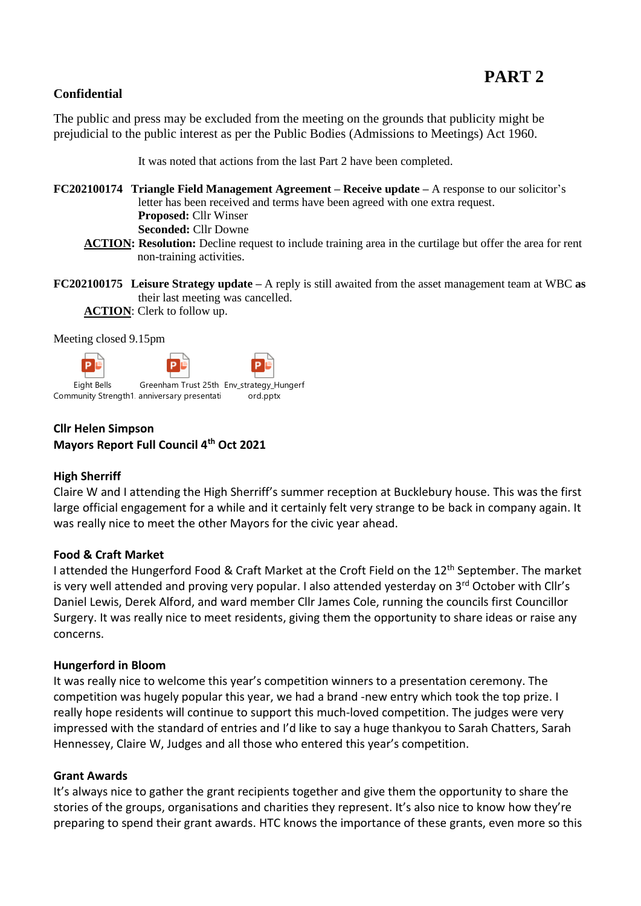# PART 2

**Confidential**

The public and press may be excluded from the meeting on the grounds that publicity might be prejudicial to the public interest as per the Public Bodies (Admissions to Meetings) Act 1960.

It was noted that actions from the last Part 2 have been completed.

**FC202100174 Triangle Field Management Agreement – Receive update –** A response to our solicitor's letter has been received and terms have been agreed with one extra request.
**Proposed:** Cllr Winser
**Seconded:** Cllr Downe
**ACTION: Resolution:** Decline request to include training area in the curtilage but offer the area for rent non-training activities.

**FC202100175 Leisure Strategy update –** A reply is still awaited from the asset management team at WBC **as** their last meeting was cancelled.
**ACTION**: Clerk to follow up.

Meeting closed 9.15pm

Eight Bells Community Strength1. | Greenham Trust 25th anniversary presentati | Env_strategy_Hungerford.pptx

**Cllr Helen Simpson**
**Mayors Report Full Council 4th Oct 2021**

**High Sherriff**
Claire W and I attending the High Sherriff's summer reception at Bucklebury house. This was the first large official engagement for a while and it certainly felt very strange to be back in company again. It was really nice to meet the other Mayors for the civic year ahead.

**Food & Craft Market**
I attended the Hungerford Food & Craft Market at the Croft Field on the 12th September. The market is very well attended and proving very popular. I also attended yesterday on 3rd October with Cllr's Daniel Lewis, Derek Alford, and ward member Cllr James Cole, running the councils first Councillor Surgery. It was really nice to meet residents, giving them the opportunity to share ideas or raise any concerns.

**Hungerford in Bloom**
It was really nice to welcome this year's competition winners to a presentation ceremony. The competition was hugely popular this year, we had a brand -new entry which took the top prize. I really hope residents will continue to support this much-loved competition. The judges were very impressed with the standard of entries and I'd like to say a huge thankyou to Sarah Chatters, Sarah Hennessey, Claire W, Judges and all those who entered this year's competition.

**Grant Awards**
It's always nice to gather the grant recipients together and give them the opportunity to share the stories of the groups, organisations and charities they represent. It's also nice to know how they're preparing to spend their grant awards. HTC knows the importance of these grants, even more so this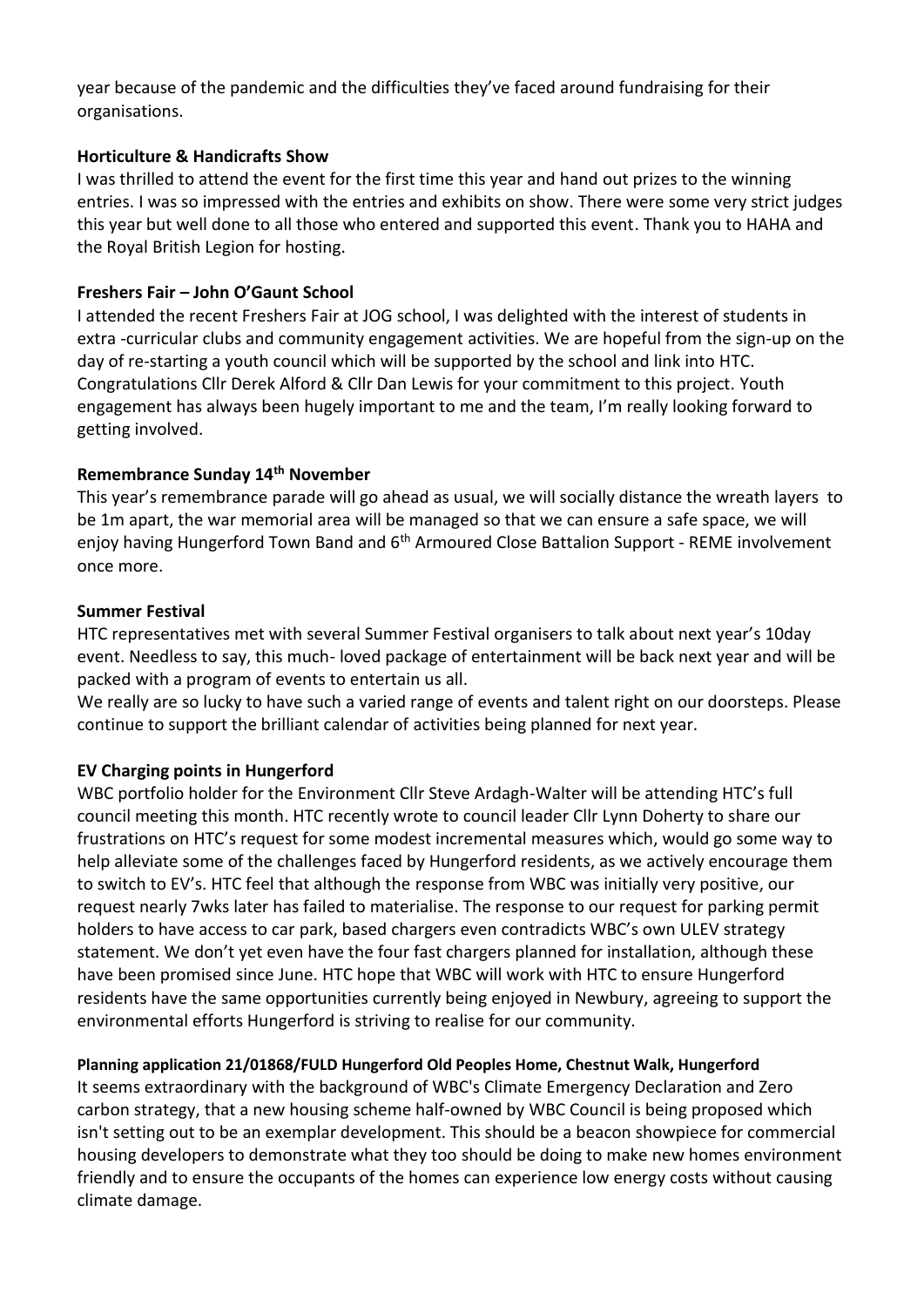year because of the pandemic and the difficulties they've faced around fundraising for their organisations.

**Horticulture & Handicrafts Show**

I was thrilled to attend the event for the first time this year and hand out prizes to the winning entries. I was so impressed with the entries and exhibits on show. There were some very strict judges this year but well done to all those who entered and supported this event. Thank you to HAHA and the Royal British Legion for hosting.

**Freshers Fair – John O'Gaunt School**

I attended the recent Freshers Fair at JOG school, I was delighted with the interest of students in extra -curricular clubs and community engagement activities. We are hopeful from the sign-up on the day of re-starting a youth council which will be supported by the school and link into HTC. Congratulations Cllr Derek Alford & Cllr Dan Lewis for your commitment to this project. Youth engagement has always been hugely important to me and the team, I'm really looking forward to getting involved.

**Remembrance Sunday 14th November**

This year's remembrance parade will go ahead as usual, we will socially distance the wreath layers to be 1m apart, the war memorial area will be managed so that we can ensure a safe space, we will enjoy having Hungerford Town Band and 6th Armoured Close Battalion Support - REME involvement once more.

**Summer Festival**

HTC representatives met with several Summer Festival organisers to talk about next year's 10day event. Needless to say, this much- loved package of entertainment will be back next year and will be packed with a program of events to entertain us all.

We really are so lucky to have such a varied range of events and talent right on our doorsteps. Please continue to support the brilliant calendar of activities being planned for next year.

**EV Charging points in Hungerford**

WBC portfolio holder for the Environment Cllr Steve Ardagh-Walter will be attending HTC's full council meeting this month. HTC recently wrote to council leader Cllr Lynn Doherty to share our frustrations on HTC's request for some modest incremental measures which, would go some way to help alleviate some of the challenges faced by Hungerford residents, as we actively encourage them to switch to EV's. HTC feel that although the response from WBC was initially very positive, our request nearly 7wks later has failed to materialise. The response to our request for parking permit holders to have access to car park, based chargers even contradicts WBC's own ULEV strategy statement. We don't yet even have the four fast chargers planned for installation, although these have been promised since June. HTC hope that WBC will work with HTC to ensure Hungerford residents have the same opportunities currently being enjoyed in Newbury, agreeing to support the environmental efforts Hungerford is striving to realise for our community.

**Planning application 21/01868/FULD Hungerford Old Peoples Home, Chestnut Walk, Hungerford**

It seems extraordinary with the background of WBC's Climate Emergency Declaration and Zero carbon strategy, that a new housing scheme half-owned by WBC Council is being proposed which isn't setting out to be an exemplar development. This should be a beacon showpiece for commercial housing developers to demonstrate what they too should be doing to make new homes environment friendly and to ensure the occupants of the homes can experience low energy costs without causing climate damage.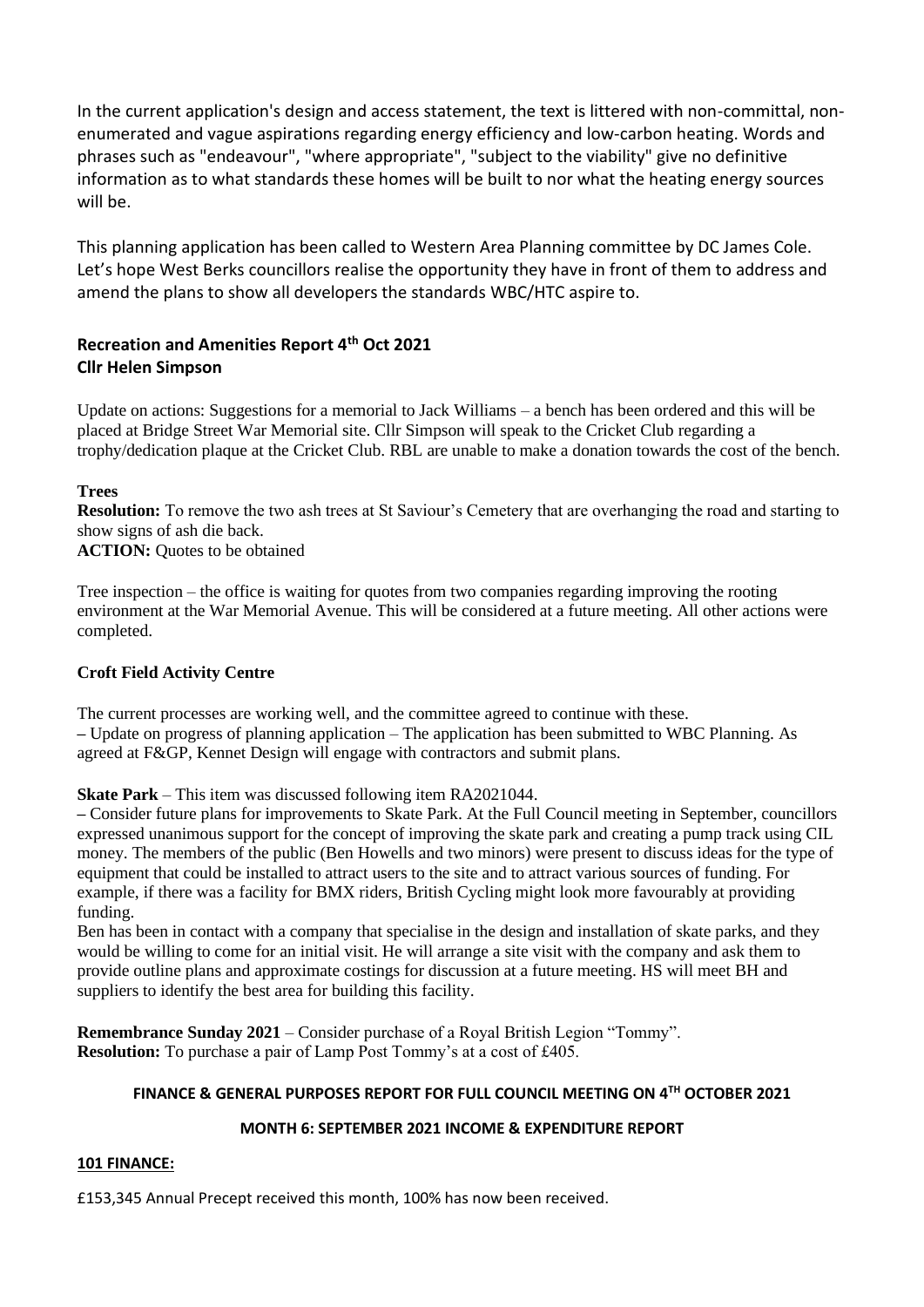In the current application's design and access statement, the text is littered with non-committal, non-enumerated and vague aspirations regarding energy efficiency and low-carbon heating. Words and phrases such as "endeavour", "where appropriate", "subject to the viability" give no definitive information as to what standards these homes will be built to nor what the heating energy sources will be.

This planning application has been called to Western Area Planning committee by DC James Cole. Let's hope West Berks councillors realise the opportunity they have in front of them to address and amend the plans to show all developers the standards WBC/HTC aspire to.

## Recreation and Amenities Report 4th Oct 2021
**Cllr Helen Simpson**

Update on actions: Suggestions for a memorial to Jack Williams – a bench has been ordered and this will be placed at Bridge Street War Memorial site. Cllr Simpson will speak to the Cricket Club regarding a trophy/dedication plaque at the Cricket Club. RBL are unable to make a donation towards the cost of the bench.

**Trees**

**Resolution:** To remove the two ash trees at St Saviour's Cemetery that are overhanging the road and starting to show signs of ash die back.

**ACTION:** Quotes to be obtained

Tree inspection – the office is waiting for quotes from two companies regarding improving the rooting environment at the War Memorial Avenue. This will be considered at a future meeting. All other actions were completed.

**Croft Field Activity Centre**

The current processes are working well, and the committee agreed to continue with these.

– Update on progress of planning application – The application has been submitted to WBC Planning. As agreed at F&GP, Kennet Design will engage with contractors and submit plans.

**Skate Park** – This item was discussed following item RA2021044.

– Consider future plans for improvements to Skate Park. At the Full Council meeting in September, councillors expressed unanimous support for the concept of improving the skate park and creating a pump track using CIL money. The members of the public (Ben Howells and two minors) were present to discuss ideas for the type of equipment that could be installed to attract users to the site and to attract various sources of funding. For example, if there was a facility for BMX riders, British Cycling might look more favourably at providing funding.

Ben has been in contact with a company that specialise in the design and installation of skate parks, and they would be willing to come for an initial visit. He will arrange a site visit with the company and ask them to provide outline plans and approximate costings for discussion at a future meeting. HS will meet BH and suppliers to identify the best area for building this facility.

**Remembrance Sunday 2021** – Consider purchase of a Royal British Legion "Tommy".

**Resolution:** To purchase a pair of Lamp Post Tommy's at a cost of £405.

## FINANCE & GENERAL PURPOSES REPORT FOR FULL COUNCIL MEETING ON 4TH OCTOBER 2021

### MONTH 6: SEPTEMBER 2021 INCOME & EXPENDITURE REPORT

**101 FINANCE:**

£153,345 Annual Precept received this month, 100% has now been received.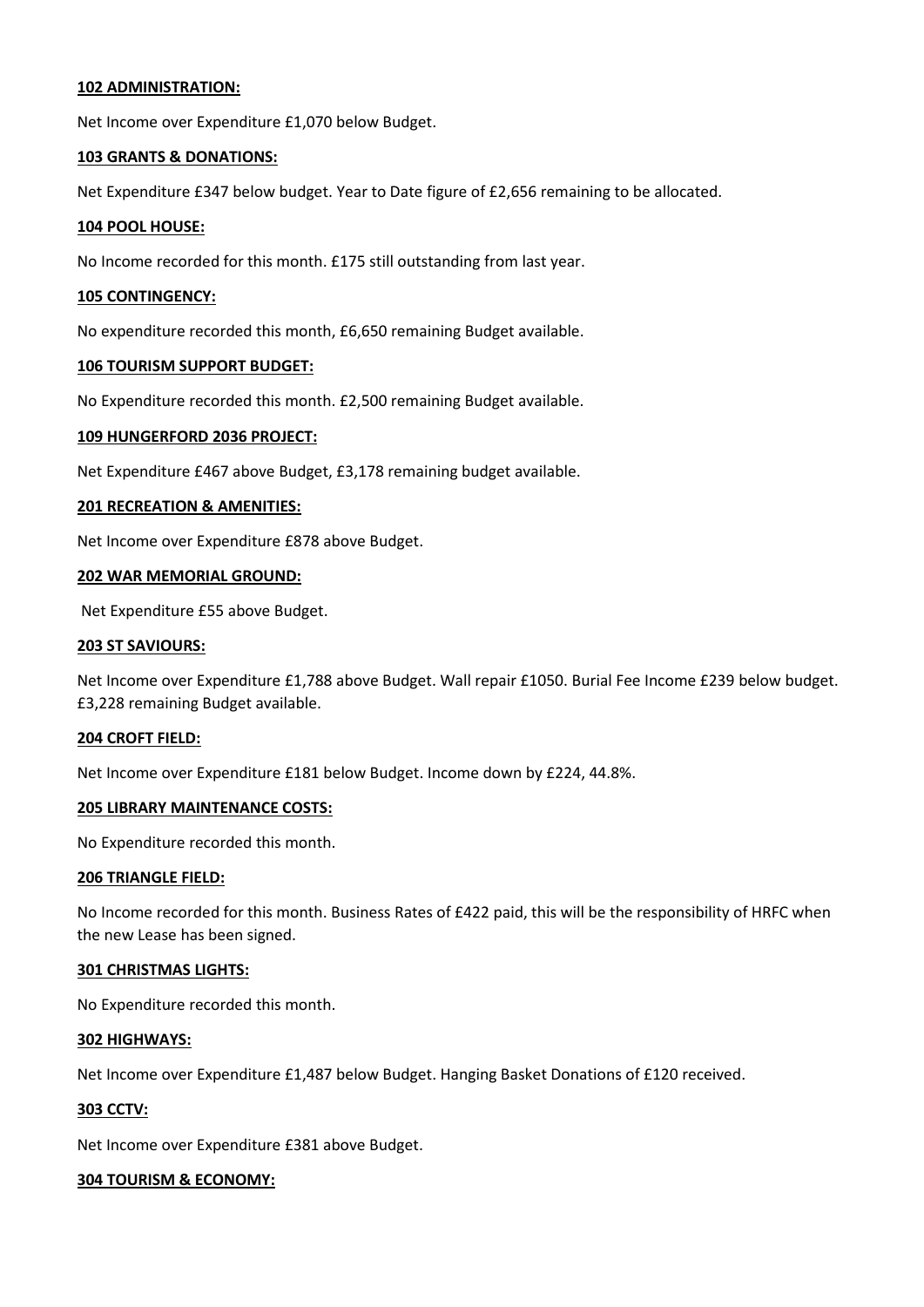**102 ADMINISTRATION:**

Net Income over Expenditure £1,070 below Budget.

**103 GRANTS & DONATIONS:**

Net Expenditure £347 below budget. Year to Date figure of £2,656 remaining to be allocated.

**104 POOL HOUSE:**

No Income recorded for this month. £175 still outstanding from last year.

**105 CONTINGENCY:**

No expenditure recorded this month, £6,650 remaining Budget available.

**106 TOURISM SUPPORT BUDGET:**

No Expenditure recorded this month. £2,500 remaining Budget available.

**109 HUNGERFORD 2036 PROJECT:**

Net Expenditure £467 above Budget, £3,178 remaining budget available.

**201 RECREATION & AMENITIES:**

Net Income over Expenditure £878 above Budget.

**202 WAR MEMORIAL GROUND:**

Net Expenditure £55 above Budget.

**203 ST SAVIOURS:**

Net Income over Expenditure £1,788 above Budget. Wall repair £1050. Burial Fee Income £239 below budget. £3,228 remaining Budget available.

**204 CROFT FIELD:**

Net Income over Expenditure £181 below Budget. Income down by £224, 44.8%.

**205 LIBRARY MAINTENANCE COSTS:**

No Expenditure recorded this month.

**206 TRIANGLE FIELD:**

No Income recorded for this month. Business Rates of £422 paid, this will be the responsibility of HRFC when the new Lease has been signed.

**301 CHRISTMAS LIGHTS:**

No Expenditure recorded this month.

**302 HIGHWAYS:**

Net Income over Expenditure £1,487 below Budget. Hanging Basket Donations of £120 received.

**303 CCTV:**

Net Income over Expenditure £381 above Budget.

**304 TOURISM & ECONOMY:**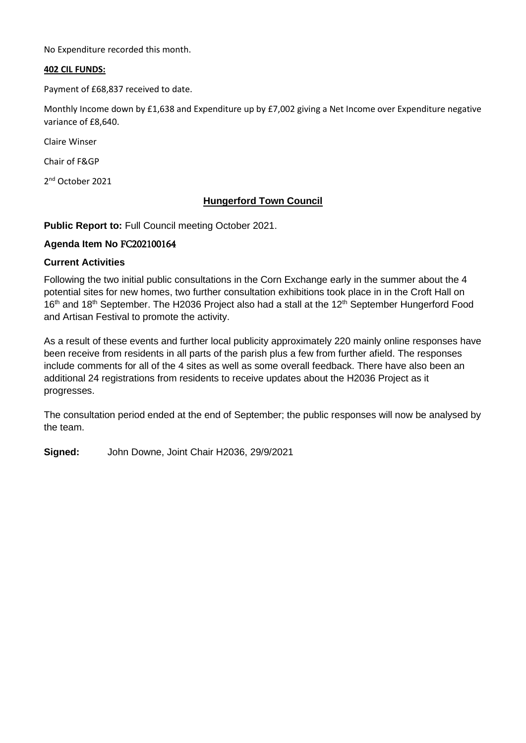No Expenditure recorded this month.

**402 CIL FUNDS:**

Payment of £68,837 received to date.

Monthly Income down by £1,638 and Expenditure up by £7,002 giving a Net Income over Expenditure negative variance of £8,640.

Claire Winser

Chair of F&GP

2nd October 2021

## Hungerford Town Council

**Public Report to:** Full Council meeting October 2021.

**Agenda Item No** FC202100164

**Current Activities**

Following the two initial public consultations in the Corn Exchange early in the summer about the 4 potential sites for new homes, two further consultation exhibitions took place in in the Croft Hall on 16th and 18th September. The H2036 Project also had a stall at the 12th September Hungerford Food and Artisan Festival to promote the activity.

As a result of these events and further local publicity approximately 220 mainly online responses have been receive from residents in all parts of the parish plus a few from further afield. The responses include comments for all of the 4 sites as well as some overall feedback. There have also been an additional 24 registrations from residents to receive updates about the H2036 Project as it progresses.

The consultation period ended at the end of September; the public responses will now be analysed by the team.

**Signed:** John Downe, Joint Chair H2036, 29/9/2021